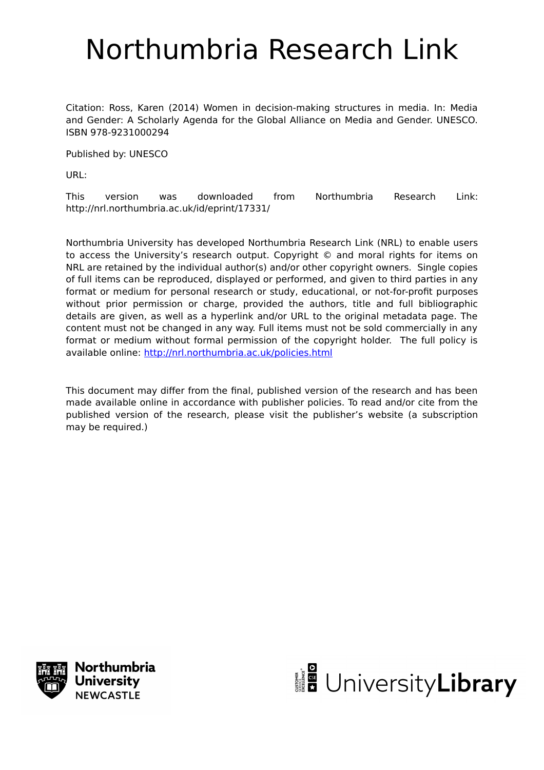# Northumbria Research Link

Citation: Ross, Karen (2014) Women in decision-making structures in media. In: Media and Gender: A Scholarly Agenda for the Global Alliance on Media and Gender. UNESCO. ISBN 978-9231000294

Published by: UNESCO

URL:

This version was downloaded from Northumbria Research Link: http://nrl.northumbria.ac.uk/id/eprint/17331/

Northumbria University has developed Northumbria Research Link (NRL) to enable users to access the University's research output. Copyright © and moral rights for items on NRL are retained by the individual author(s) and/or other copyright owners. Single copies of full items can be reproduced, displayed or performed, and given to third parties in any format or medium for personal research or study, educational, or not-for-profit purposes without prior permission or charge, provided the authors, title and full bibliographic details are given, as well as a hyperlink and/or URL to the original metadata page. The content must not be changed in any way. Full items must not be sold commercially in any format or medium without formal permission of the copyright holder. The full policy is available online: http://nrl.northumbria.ac.uk/policies.html

This document may differ from the final, published version of the research and has been made available online in accordance with publisher policies. To read and/or cite from the published version of the research, please visit the publisher's website (a subscription may be required.)

Northumbria University NEWCASTLE

UniversityLibrary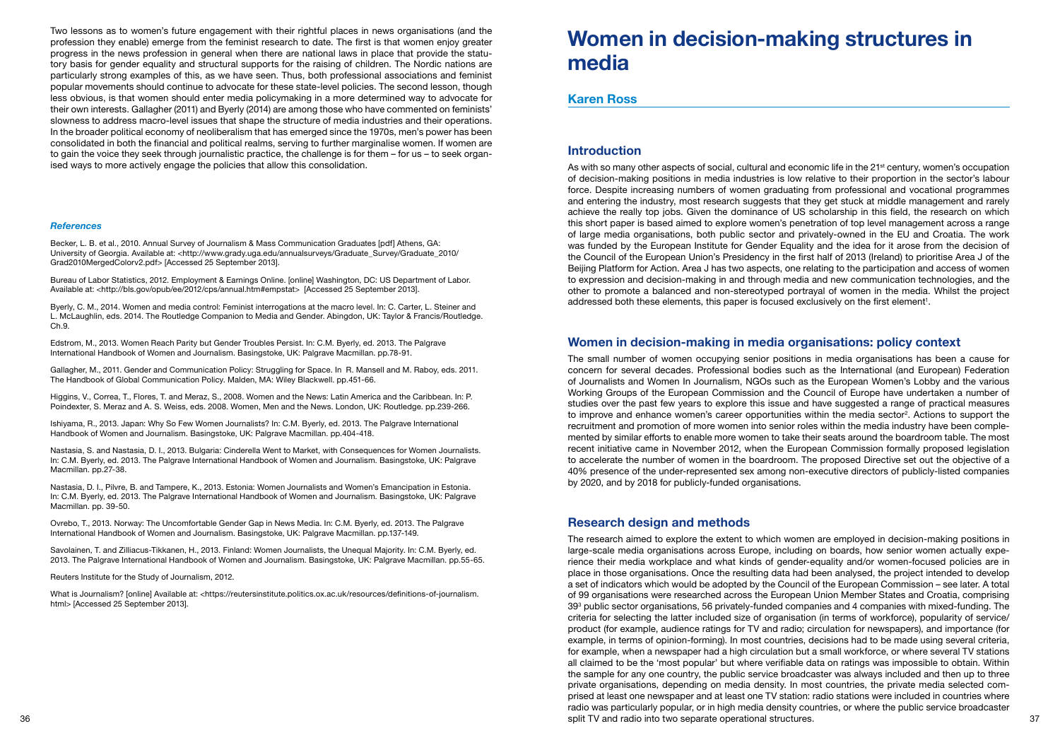Two lessons as to women's future engagement with their rightful places in news organisations (and the profession they enable) emerge from the feminist research to date. The first is that women enjoy greater progress in the news profession in general when there are national laws in place that provide the statutory basis for gender equality and structural supports for the raising of children. The Nordic nations are particularly strong examples of this, as we have seen. Thus, both professional associations and feminist popular movements should continue to advocate for these state-level policies. The second lesson, though less obvious, is that women should enter media policymaking in a more determined way to advocate for their own interests. Gallagher (2011) and Byerly (2014) are among those who have commented on feminists' slowness to address macro-level issues that shape the structure of media industries and their operations. In the broader political economy of neoliberalism that has emerged since the 1970s, men's power has been consolidated in both the financial and political realms, serving to further marginalise women. If women are to gain the voice they seek through journalistic practice, the challenge is for them – for us – to seek organised ways to more actively engage the policies that allow this consolidation.

### *References*

Becker, L. B. et al., 2010. Annual Survey of Journalism & Mass Communication Graduates [pdf] Athens, GA: University of Georgia. Available at: <http://www.grady.uga.edu/annualsurveys/Graduate_Survey/Graduate_2010/Grad2010MergedColorv2.pdf> [Accessed 25 September 2013].

Bureau of Labor Statistics, 2012. Employment & Earnings Online. [online] Washington, DC: US Department of Labor. Available at: <http://bls.gov/opub/ee/2012/cps/annual.htm#empstat> [Accessed 25 September 2013].

Byerly, C. M., 2014. Women and media control: Feminist interrogations at the macro level. In: C. Carter, L. Steiner and L. McLaughlin, eds. 2014. The Routledge Companion to Media and Gender. Abingdon, UK: Taylor & Francis/Routledge. Ch.9.

Edstrom, M., 2013. Women Reach Parity but Gender Troubles Persist. In: C.M. Byerly, ed. 2013. The Palgrave International Handbook of Women and Journalism. Basingstoke, UK: Palgrave Macmillan. pp.78-91.

Gallagher, M., 2011. Gender and Communication Policy: Struggling for Space. In R. Mansell and M. Raboy, eds. 2011. The Handbook of Global Communication Policy. Malden, MA: Wiley Blackwell. pp.451-66.

Higgins, V., Correa, T., Flores, T. and Meraz, S., 2008. Women and the News: Latin America and the Caribbean. In: P. Poindexter, S. Meraz and A. S. Weiss, eds. 2008. Women, Men and the News. London, UK: Routledge. pp.239-266.

Ishiyama, R., 2013. Japan: Why So Few Women Journalists? In: C.M. Byerly, ed. 2013. The Palgrave International Handbook of Women and Journalism. Basingstoke, UK: Palgrave Macmillan. pp.404-418.

Nastasia, S. and Nastasia, D. I., 2013. Bulgaria: Cinderella Went to Market, with Consequences for Women Journalists. In: C.M. Byerly, ed. 2013. The Palgrave International Handbook of Women and Journalism. Basingstoke, UK: Palgrave Macmillan. pp.27-38.

Nastasia, D. I., Pilvre, B. and Tampere, K., 2013. Estonia: Women Journalists and Women's Emancipation in Estonia. In: C.M. Byerly, ed. 2013. The Palgrave International Handbook of Women and Journalism. Basingstoke, UK: Palgrave Macmillan. pp. 39-50.

Ovrebo, T., 2013. Norway: The Uncomfortable Gender Gap in News Media. In: C.M. Byerly, ed. 2013. The Palgrave International Handbook of Women and Journalism. Basingstoke, UK: Palgrave Macmillan. pp.137-149.

Savolainen, T. and Zilliacus-Tikkanen, H., 2013. Finland: Women Journalists, the Unequal Majority. In: C.M. Byerly, ed. 2013. The Palgrave International Handbook of Women and Journalism. Basingstoke, UK: Palgrave Macmillan. pp.55-65.

Reuters Institute for the Study of Journalism, 2012.

What is Journalism? [online] Available at: <https://reutersinstitute.politics.ox.ac.uk/resources/definitions-of-journalism.html> [Accessed 25 September 2013].

# Women in decision-making structures in media

## Karen Ross

### Introduction

As with so many other aspects of social, cultural and economic life in the 21st century, women's occupation of decision-making positions in media industries is low relative to their proportion in the sector's labour force. Despite increasing numbers of women graduating from professional and vocational programmes and entering the industry, most research suggests that they get stuck at middle management and rarely achieve the really top jobs. Given the dominance of US scholarship in this field, the research on which this short paper is based aimed to explore women's penetration of top level management across a range of large media organisations, both public sector and privately-owned in the EU and Croatia. The work was funded by the European Institute for Gender Equality and the idea for it arose from the decision of the Council of the European Union's Presidency in the first half of 2013 (Ireland) to prioritise Area J of the Beijing Platform for Action. Area J has two aspects, one relating to the participation and access of women to expression and decision-making in and through media and new communication technologies, and the other to promote a balanced and non-stereotyped portrayal of women in the media. Whilst the project addressed both these elements, this paper is focused exclusively on the first element[1].

### Women in decision-making in media organisations: policy context

The small number of women occupying senior positions in media organisations has been a cause for concern for several decades. Professional bodies such as the International (and European) Federation of Journalists and Women In Journalism, NGOs such as the European Women's Lobby and the various Working Groups of the European Commission and the Council of Europe have undertaken a number of studies over the past few years to explore this issue and have suggested a range of practical measures to improve and enhance women's career opportunities within the media sector[2]. Actions to support the recruitment and promotion of more women into senior roles within the media industry have been complemented by similar efforts to enable more women to take their seats around the boardroom table. The most recent initiative came in November 2012, when the European Commission formally proposed legislation to accelerate the number of women in the boardroom. The proposed Directive set out the objective of a 40% presence of the under-represented sex among non-executive directors of publicly-listed companies by 2020, and by 2018 for publicly-funded organisations.

### Research design and methods

The research aimed to explore the extent to which women are employed in decision-making positions in large-scale media organisations across Europe, including on boards, how senior women actually experience their media workplace and what kinds of gender-equality and/or women-focused policies are in place in those organisations. Once the resulting data had been analysed, the project intended to develop a set of indicators which would be adopted by the Council of the European Commission – see later. A total of 99 organisations were researched across the European Union Member States and Croatia, comprising 39[3] public sector organisations, 56 privately-funded companies and 4 companies with mixed-funding. The criteria for selecting the latter included size of organisation (in terms of workforce), popularity of service/product (for example, audience ratings for TV and radio; circulation for newspapers), and importance (for example, in terms of opinion-forming). In most countries, decisions had to be made using several criteria, for example, when a newspaper had a high circulation but a small workforce, or where several TV stations all claimed to be the 'most popular' but where verifiable data on ratings was impossible to obtain. Within the sample for any one country, the public service broadcaster was always included and then up to three private organisations, depending on media density. In most countries, the private media selected comprised at least one newspaper and at least one TV station: radio stations were included in countries where radio was particularly popular, or in high media density countries, or where the public service broadcaster split TV and radio into two separate operational structures.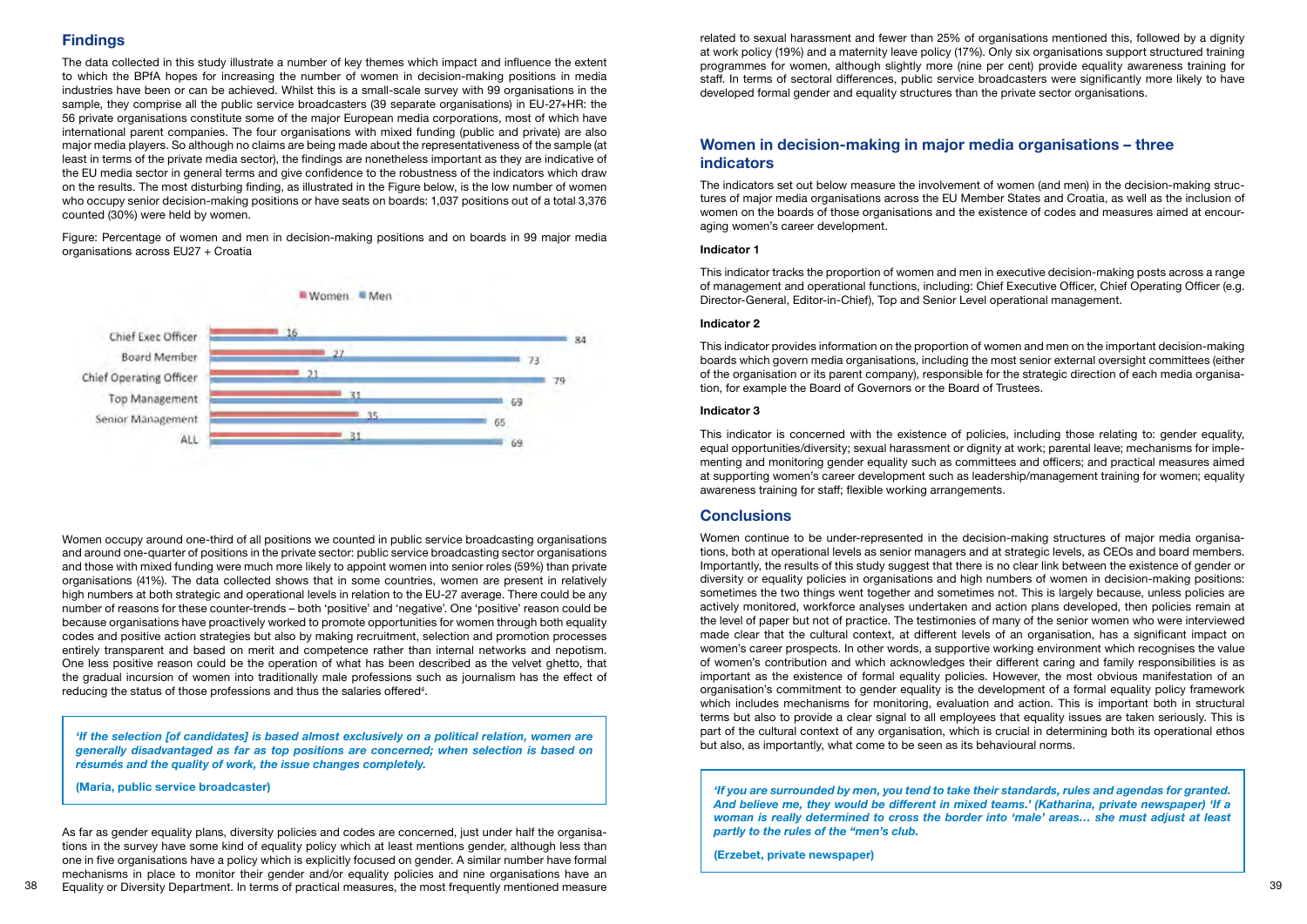## Findings

The data collected in this study illustrate a number of key themes which impact and influence the extent to which the BPfA hopes for increasing the number of women in decision-making positions in media industries have been or can be achieved. Whilst this is a small-scale survey with 99 organisations in the sample, they comprise all the public service broadcasters (39 separate organisations) in EU-27+HR: the 56 private organisations constitute some of the major European media corporations, most of which have international parent companies. The four organisations with mixed funding (public and private) are also major media players. So although no claims are being made about the representativeness of the sample (at least in terms of the private media sector), the findings are nonetheless important as they are indicative of the EU media sector in general terms and give confidence to the robustness of the indicators which draw on the results. The most disturbing finding, as illustrated in the Figure below, is the low number of women who occupy senior decision-making positions or have seats on boards: 1,037 positions out of a total 3,376 counted (30%) were held by women.

Figure: Percentage of women and men in decision-making positions and on boards in 99 major media organisations across EU27 + Croatia

| | Women | Men |
|---|---|---|
| Chief Exec Officer | 16 | 84 |
| Board Member | 27 | 73 |
| Chief Operating Officer | 21 | 79 |
| Top Management | 31 | 69 |
| Senior Management | 35 | 65 |
| ALL | 31 | 69 |

Women occupy around one-third of all positions we counted in public service broadcasting organisations and around one-quarter of positions in the private sector: public service broadcasting sector organisations and those with mixed funding were much more likely to appoint women into senior roles (59%) than private organisations (41%). The data collected shows that in some countries, women are present in relatively high numbers at both strategic and operational levels in relation to the EU-27 average. There could be any number of reasons for these counter-trends – both 'positive' and 'negative'. One 'positive' reason could be because organisations have proactively worked to promote opportunities for women through both equality codes and positive action strategies but also by making recruitment, selection and promotion processes entirely transparent and based on merit and competence rather than internal networks and nepotism. One less positive reason could be the operation of what has been described as the velvet ghetto, that the gradual incursion of women into traditionally male professions such as journalism has the effect of reducing the status of those professions and thus the salaries offered[4].

> ***'If the selection [of candidates] is based almost exclusively on a political relation, women are generally disadvantaged as far as top positions are concerned; when selection is based on résumés and the quality of work, the issue changes completely.***
>
> **(Maria, public service broadcaster)**

As far as gender equality plans, diversity policies and codes are concerned, just under half the organisations in the survey have some kind of equality policy which at least mentions gender, although less than one in five organisations have a policy which is explicitly focused on gender. A similar number have formal mechanisms in place to monitor their gender and/or equality policies and nine organisations have an Equality or Diversity Department. In terms of practical measures, the most frequently mentioned measure related to sexual harassment and fewer than 25% of organisations mentioned this, followed by a dignity at work policy (19%) and a maternity leave policy (17%). Only six organisations support structured training programmes for women, although slightly more (nine per cent) provide equality awareness training for staff. In terms of sectoral differences, public service broadcasters were significantly more likely to have developed formal gender and equality structures than the private sector organisations.

## Women in decision-making in major media organisations – three indicators

The indicators set out below measure the involvement of women (and men) in the decision-making structures of major media organisations across the EU Member States and Croatia, as well as the inclusion of women on the boards of those organisations and the existence of codes and measures aimed at encouraging women's career development.

#### Indicator 1

This indicator tracks the proportion of women and men in executive decision-making posts across a range of management and operational functions, including: Chief Executive Officer, Chief Operating Officer (e.g. Director-General, Editor-in-Chief), Top and Senior Level operational management.

#### Indicator 2

This indicator provides information on the proportion of women and men on the important decision-making boards which govern media organisations, including the most senior external oversight committees (either of the organisation or its parent company), responsible for the strategic direction of each media organisation, for example the Board of Governors or the Board of Trustees.

#### Indicator 3

This indicator is concerned with the existence of policies, including those relating to: gender equality, equal opportunities/diversity; sexual harassment or dignity at work; parental leave; mechanisms for implementing and monitoring gender equality such as committees and officers; and practical measures aimed at supporting women's career development such as leadership/management training for women; equality awareness training for staff; flexible working arrangements.

## Conclusions

Women continue to be under-represented in the decision-making structures of major media organisations, both at operational levels as senior managers and at strategic levels, as CEOs and board members. Importantly, the results of this study suggest that there is no clear link between the existence of gender or diversity or equality policies in organisations and high numbers of women in decision-making positions: sometimes the two things went together and sometimes not. This is largely because, unless policies are actively monitored, workforce analyses undertaken and action plans developed, then policies remain at the level of paper but not of practice. The testimonies of many of the senior women who were interviewed made clear that the cultural context, at different levels of an organisation, has a significant impact on women's career prospects. In other words, a supportive working environment which recognises the value of women's contribution and which acknowledges their different caring and family responsibilities is as important as the existence of formal equality policies. However, the most obvious manifestation of an organisation's commitment to gender equality is the development of a formal equality policy framework which includes mechanisms for monitoring, evaluation and action. This is important both in structural terms but also to provide a clear signal to all employees that equality issues are taken seriously. This is part of the cultural context of any organisation, which is crucial in determining both its operational ethos but also, as importantly, what come to be seen as its behavioural norms.

> ***'If you are surrounded by men, you tend to take their standards, rules and agendas for granted. And believe me, they would be different in mixed teams.' (Katharina, private newspaper) 'If a woman is really determined to cross the border into 'male' areas… she must adjust at least partly to the rules of the "men's club.***
>
> **(Erzebet, private newspaper)**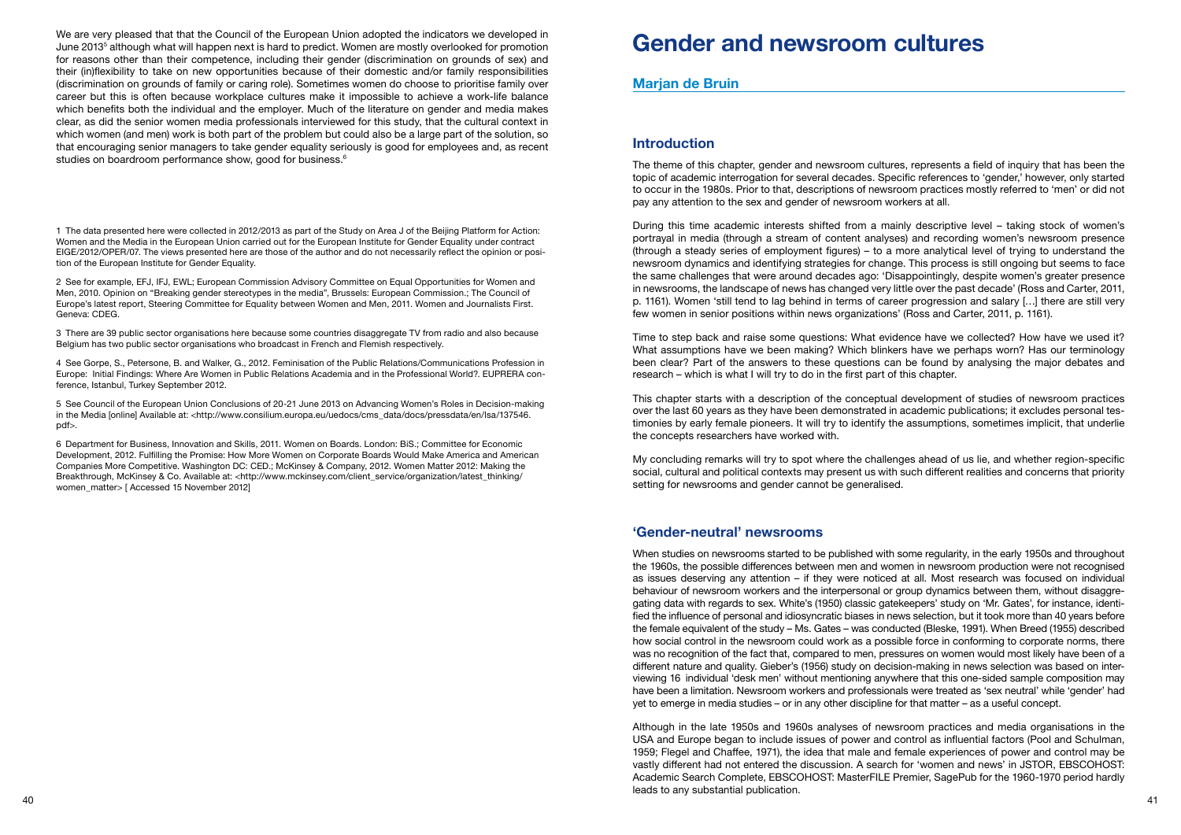We are very pleased that that the Council of the European Union adopted the indicators we developed in June 2013[5] although what will happen next is hard to predict. Women are mostly overlooked for promotion for reasons other than their competence, including their gender (discrimination on grounds of sex) and their (in)flexibility to take on new opportunities because of their domestic and/or family responsibilities (discrimination on grounds of family or caring role). Sometimes women do choose to prioritise family over career but this is often because workplace cultures make it impossible to achieve a work-life balance which benefits both the individual and the employer. Much of the literature on gender and media makes clear, as did the senior women media professionals interviewed for this study, that the cultural context in which women (and men) work is both part of the problem but could also be a large part of the solution, so that encouraging senior managers to take gender equality seriously is good for employees and, as recent studies on boardroom performance show, good for business.[6]

1 The data presented here were collected in 2012/2013 as part of the Study on Area J of the Beijing Platform for Action: Women and the Media in the European Union carried out for the European Institute for Gender Equality under contract EIGE/2012/OPER/07. The views presented here are those of the author and do not necessarily reflect the opinion or position of the European Institute for Gender Equality.

2 See for example, EFJ, IFJ, EWL; European Commission Advisory Committee on Equal Opportunities for Women and Men, 2010. Opinion on "Breaking gender stereotypes in the media", Brussels: European Commission.; The Council of Europe's latest report, Steering Committee for Equality between Women and Men, 2011. Women and Journalists First. Geneva: CDEG.

3 There are 39 public sector organisations here because some countries disaggregate TV from radio and also because Belgium has two public sector organisations who broadcast in French and Flemish respectively.

4 See Gorpe, S., Petersone, B. and Walker, G., 2012. Feminisation of the Public Relations/Communications Profession in Europe: Initial Findings: Where Are Women in Public Relations Academia and in the Professional World?. EUPRERA conference, Istanbul, Turkey September 2012.

5 See Council of the European Union Conclusions of 20-21 June 2013 on Advancing Women's Roles in Decision-making in the Media [online] Available at: <http://www.consilium.europa.eu/uedocs/cms_data/docs/pressdata/en/lsa/137546.pdf>.

6 Department for Business, Innovation and Skills, 2011. Women on Boards. London: BiS.; Committee for Economic Development, 2012. Fulfilling the Promise: How More Women on Corporate Boards Would Make America and American Companies More Competitive. Washington DC: CED.; McKinsey & Company, 2012. Women Matter 2012: Making the Breakthrough, McKinsey & Co. Available at: <http://www.mckinsey.com/client_service/organization/latest_thinking/women_matter> [ Accessed 15 November 2012]

# Gender and newsroom cultures

## Marjan de Bruin

### Introduction

The theme of this chapter, gender and newsroom cultures, represents a field of inquiry that has been the topic of academic interrogation for several decades. Specific references to 'gender,' however, only started to occur in the 1980s. Prior to that, descriptions of newsroom practices mostly referred to 'men' or did not pay any attention to the sex and gender of newsroom workers at all.

During this time academic interests shifted from a mainly descriptive level – taking stock of women's portrayal in media (through a stream of content analyses) and recording women's newsroom presence (through a steady series of employment figures) – to a more analytical level of trying to understand the newsroom dynamics and identifying strategies for change. This process is still ongoing but seems to face the same challenges that were around decades ago: 'Disappointingly, despite women's greater presence in newsrooms, the landscape of news has changed very little over the past decade' (Ross and Carter, 2011, p. 1161). Women 'still tend to lag behind in terms of career progression and salary […] there are still very few women in senior positions within news organizations' (Ross and Carter, 2011, p. 1161).

Time to step back and raise some questions: What evidence have we collected? How have we used it? What assumptions have we been making? Which blinkers have we perhaps worn? Has our terminology been clear? Part of the answers to these questions can be found by analysing the major debates and research – which is what I will try to do in the first part of this chapter.

This chapter starts with a description of the conceptual development of studies of newsroom practices over the last 60 years as they have been demonstrated in academic publications; it excludes personal testimonies by early female pioneers. It will try to identify the assumptions, sometimes implicit, that underlie the concepts researchers have worked with.

My concluding remarks will try to spot where the challenges ahead of us lie, and whether region-specific social, cultural and political contexts may present us with such different realities and concerns that priority setting for newsrooms and gender cannot be generalised.

### 'Gender-neutral' newsrooms

When studies on newsrooms started to be published with some regularity, in the early 1950s and throughout the 1960s, the possible differences between men and women in newsroom production were not recognised as issues deserving any attention – if they were noticed at all. Most research was focused on individual behaviour of newsroom workers and the interpersonal or group dynamics between them, without disaggregating data with regards to sex. White's (1950) classic gatekeepers' study on 'Mr. Gates', for instance, identified the influence of personal and idiosyncratic biases in news selection, but it took more than 40 years before the female equivalent of the study – Ms. Gates – was conducted (Bleske, 1991). When Breed (1955) described how social control in the newsroom could work as a possible force in conforming to corporate norms, there was no recognition of the fact that, compared to men, pressures on women would most likely have been of a different nature and quality. Gieber's (1956) study on decision-making in news selection was based on interviewing 16 individual 'desk men' without mentioning anywhere that this one-sided sample composition may have been a limitation. Newsroom workers and professionals were treated as 'sex neutral' while 'gender' had yet to emerge in media studies – or in any other discipline for that matter – as a useful concept.

Although in the late 1950s and 1960s analyses of newsroom practices and media organisations in the USA and Europe began to include issues of power and control as influential factors (Pool and Schulman, 1959; Flegel and Chaffee, 1971), the idea that male and female experiences of power and control may be vastly different had not entered the discussion. A search for 'women and news' in JSTOR, EBSCOHOST: Academic Search Complete, EBSCOHOST: MasterFILE Premier, SagePub for the 1960-1970 period hardly leads to any substantial publication.